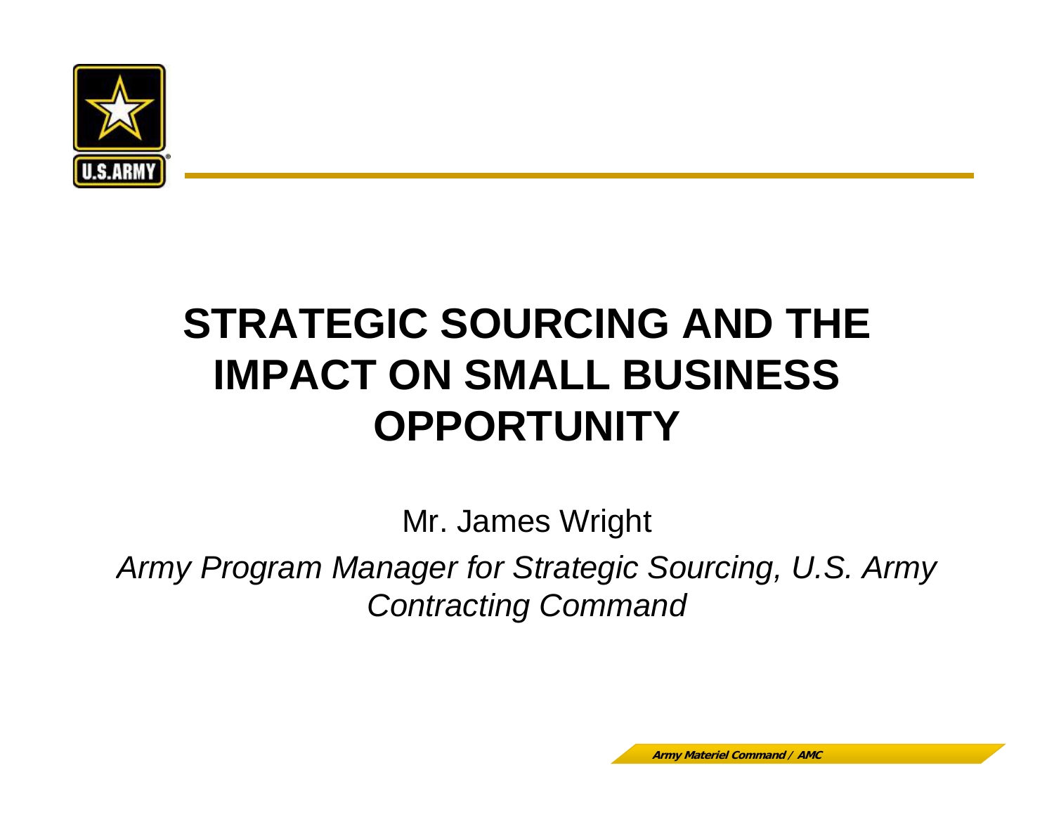# STRATEGIC SOURCING AND THE IMPACT ON SMALL BUSINESS OPPORTUNITY

Mr. James Wright

*Army Program Manager for Strategic Sourcing, U.S. Army Contracting Command*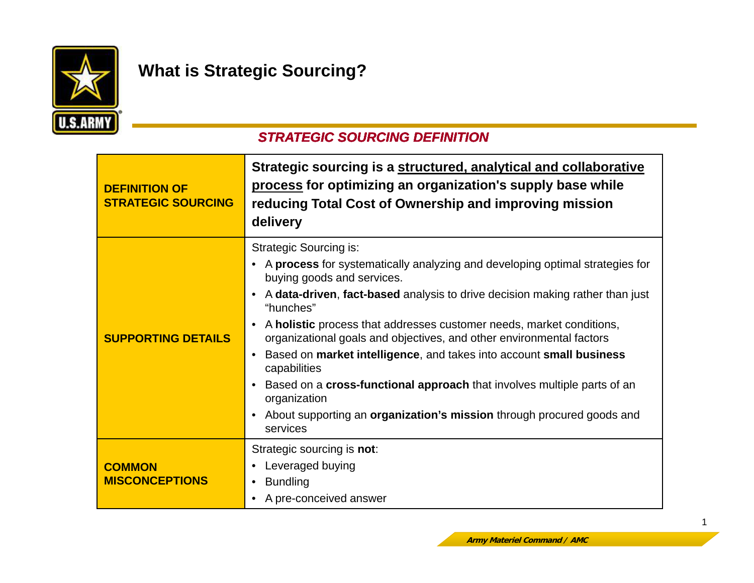# What is Strategic Sourcing?

## *STRATEGIC SOURCING DEFINITION*

| | |
|---|---|
| **DEFINITION OF STRATEGIC SOURCING** | **Strategic sourcing is a <u>structured, analytical and collaborative process</u> for optimizing an organization's supply base while reducing Total Cost of Ownership and improving mission delivery** |
| **SUPPORTING DETAILS** | Strategic Sourcing is:<br>• A **process** for systematically analyzing and developing optimal strategies for buying goods and services.<br>• A **data-driven**, **fact-based** analysis to drive decision making rather than just "hunches"<br>• A **holistic** process that addresses customer needs, market conditions, organizational goals and objectives, and other environmental factors<br>• Based on **market intelligence**, and takes into account **small business** capabilities<br>• Based on a **cross-functional approach** that involves multiple parts of an organization<br>• About supporting an **organization's mission** through procured goods and services |
| **COMMON MISCONCEPTIONS** | Strategic sourcing is **not**:<br>• Leveraged buying<br>• Bundling<br>• A pre-conceived answer |

*Army Materiel Command / AMC*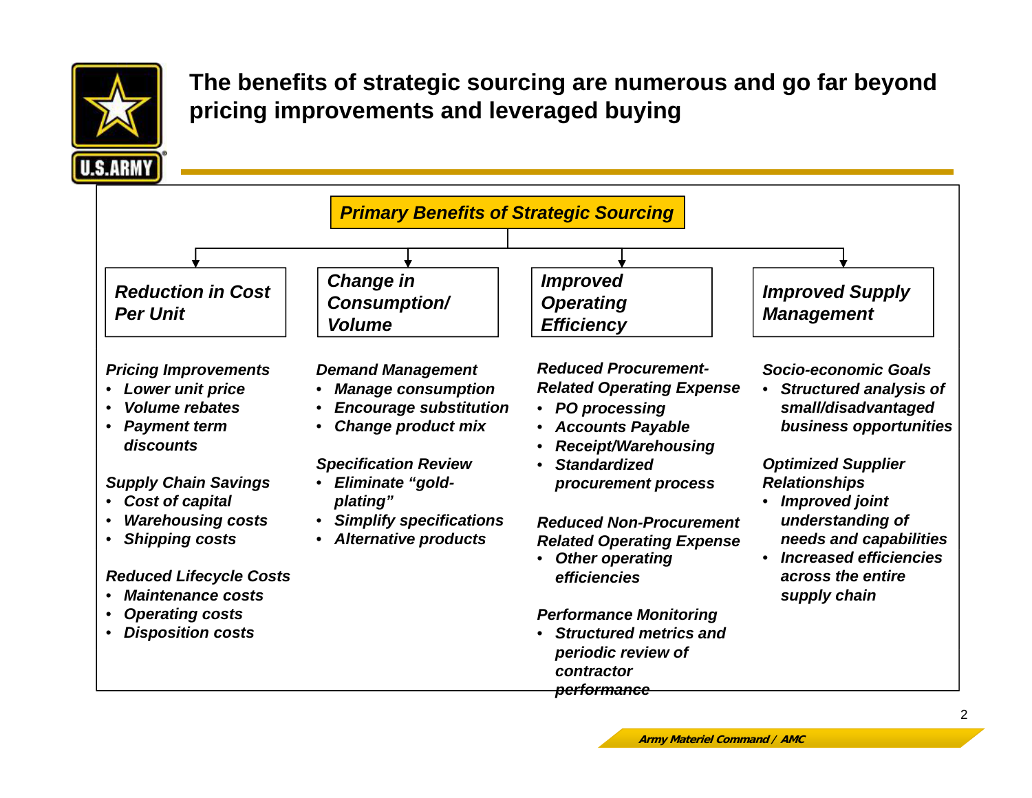# The benefits of strategic sourcing are numerous and go far beyond pricing improvements and leveraged buying

## *Primary Benefits of Strategic Sourcing*

### *Reduction in Cost Per Unit*

***Pricing Improvements***
- ***Lower unit price***
- ***Volume rebates***
- ***Payment term discounts***

***Supply Chain Savings***
- ***Cost of capital***
- ***Warehousing costs***
- ***Shipping costs***

***Reduced Lifecycle Costs***
- ***Maintenance costs***
- ***Operating costs***
- ***Disposition costs***

### *Change in Consumption/ Volume*

***Demand Management***
- ***Manage consumption***
- ***Encourage substitution***
- ***Change product mix***

***Specification Review***
- ***Eliminate "gold-plating"***
- ***Simplify specifications***
- ***Alternative products***

### *Improved Operating Efficiency*

***Reduced Procurement-Related Operating Expense***
- ***PO processing***
- ***Accounts Payable***
- ***Receipt/Warehousing***
- ***Standardized procurement process***

***Reduced Non-Procurement Related Operating Expense***
- ***Other operating efficiencies***

***Performance Monitoring***
- ***Structured metrics and periodic review of contractor performance***

### *Improved Supply Management*

***Socio-economic Goals***
- ***Structured analysis of small/disadvantaged business opportunities***

***Optimized Supplier Relationships***
- ***Improved joint understanding of needs and capabilities***
- ***Increased efficiencies across the entire supply chain***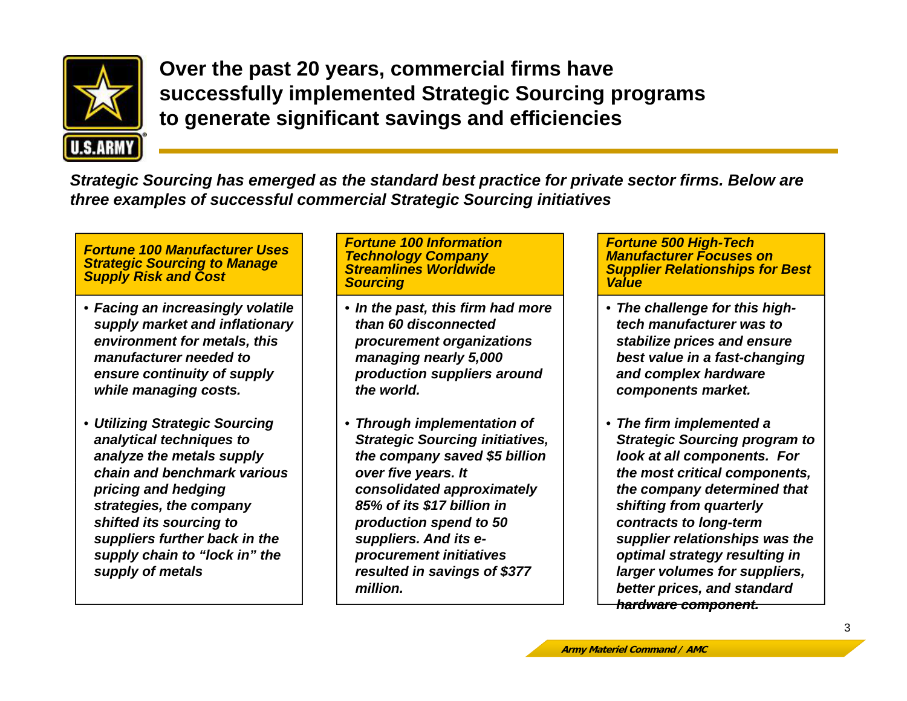# Over the past 20 years, commercial firms have successfully implemented Strategic Sourcing programs to generate significant savings and efficiencies

***Strategic Sourcing has emerged as the standard best practice for private sector firms. Below are three examples of successful commercial Strategic Sourcing initiatives***

### *Fortune 100 Manufacturer Uses Strategic Sourcing to Manage Supply Risk and Cost*

- ***Facing an increasingly volatile supply market and inflationary environment for metals, this manufacturer needed to ensure continuity of supply while managing costs.***
- ***Utilizing Strategic Sourcing analytical techniques to analyze the metals supply chain and benchmark various pricing and hedging strategies, the company shifted its sourcing to suppliers further back in the supply chain to "lock in" the supply of metals***

### *Fortune 100 Information Technology Company Streamlines Worldwide Sourcing*

- ***In the past, this firm had more than 60 disconnected procurement organizations managing nearly 5,000 production suppliers around the world.***
- ***Through implementation of Strategic Sourcing initiatives, the company saved $5 billion over five years. It consolidated approximately 85% of its $17 billion in production spend to 50 suppliers. And its e-procurement initiatives resulted in savings of $377 million.***

### *Fortune 500 High-Tech Manufacturer Focuses on Supplier Relationships for Best Value*

- ***The challenge for this high-tech manufacturer was to stabilize prices and ensure best value in a fast-changing and complex hardware components market.***
- ***The firm implemented a Strategic Sourcing program to look at all components. For the most critical components, the company determined that shifting from quarterly contracts to long-term supplier relationships was the optimal strategy resulting in larger volumes for suppliers, better prices, and standard hardware component.***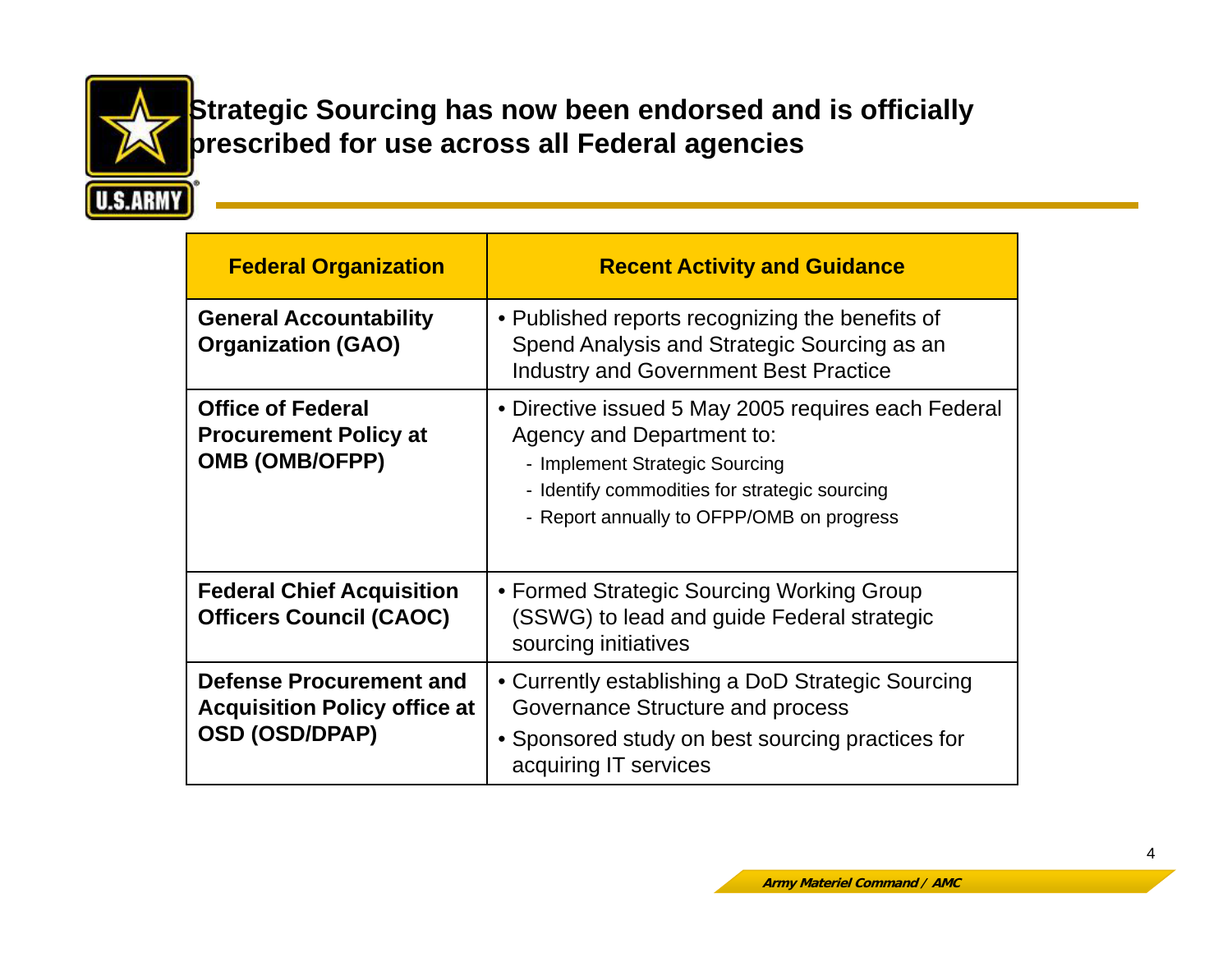# Strategic Sourcing has now been endorsed and is officially prescribed for use across all Federal agencies

| Federal Organization | Recent Activity and Guidance |
|---|---|
| **General Accountability Organization (GAO)** | • Published reports recognizing the benefits of Spend Analysis and Strategic Sourcing as an Industry and Government Best Practice |
| **Office of Federal Procurement Policy at OMB (OMB/OFPP)** | • Directive issued 5 May 2005 requires each Federal Agency and Department to:<br>- Implement Strategic Sourcing<br>- Identify commodities for strategic sourcing<br>- Report annually to OFPP/OMB on progress |
| **Federal Chief Acquisition Officers Council (CAOC)** | • Formed Strategic Sourcing Working Group (SSWG) to lead and guide Federal strategic sourcing initiatives |
| **Defense Procurement and Acquisition Policy office at OSD (OSD/DPAP)** | • Currently establishing a DoD Strategic Sourcing Governance Structure and process<br>• Sponsored study on best sourcing practices for acquiring IT services |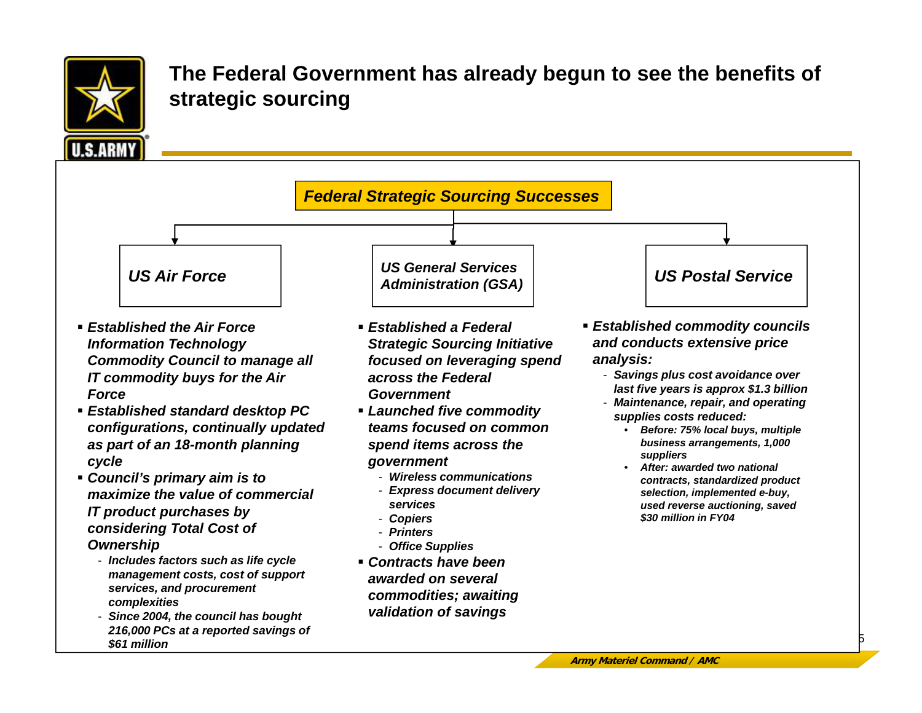# The Federal Government has already begun to see the benefits of strategic sourcing

## *Federal Strategic Sourcing Successes*

### *US Air Force*

- ***Established the Air Force Information Technology Commodity Council to manage all IT commodity buys for the Air Force***
- ***Established standard desktop PC configurations, continually updated as part of an 18-month planning cycle***
- ***Council's primary aim is to maximize the value of commercial IT product purchases by considering Total Cost of Ownership***
  - ***Includes factors such as life cycle management costs, cost of support services, and procurement complexities***
  - ***Since 2004, the council has bought 216,000 PCs at a reported savings of $61 million***

### *US General Services Administration (GSA)*

- ***Established a Federal Strategic Sourcing Initiative focused on leveraging spend across the Federal Government***
- ***Launched five commodity teams focused on common spend items across the government***
  - ***Wireless communications***
  - ***Express document delivery services***
  - ***Copiers***
  - ***Printers***
  - ***Office Supplies***
- ***Contracts have been awarded on several commodities; awaiting validation of savings***

### *US Postal Service*

- ***Established commodity councils and conducts extensive price analysis:***
  - ***Savings plus cost avoidance over last five years is approx $1.3 billion***
  - ***Maintenance, repair, and operating supplies costs reduced:***
    - ***Before: 75% local buys, multiple business arrangements, 1,000 suppliers***
    - ***After: awarded two national contracts, standardized product selection, implemented e-buy, used reverse auctioning, saved $30 million in FY04***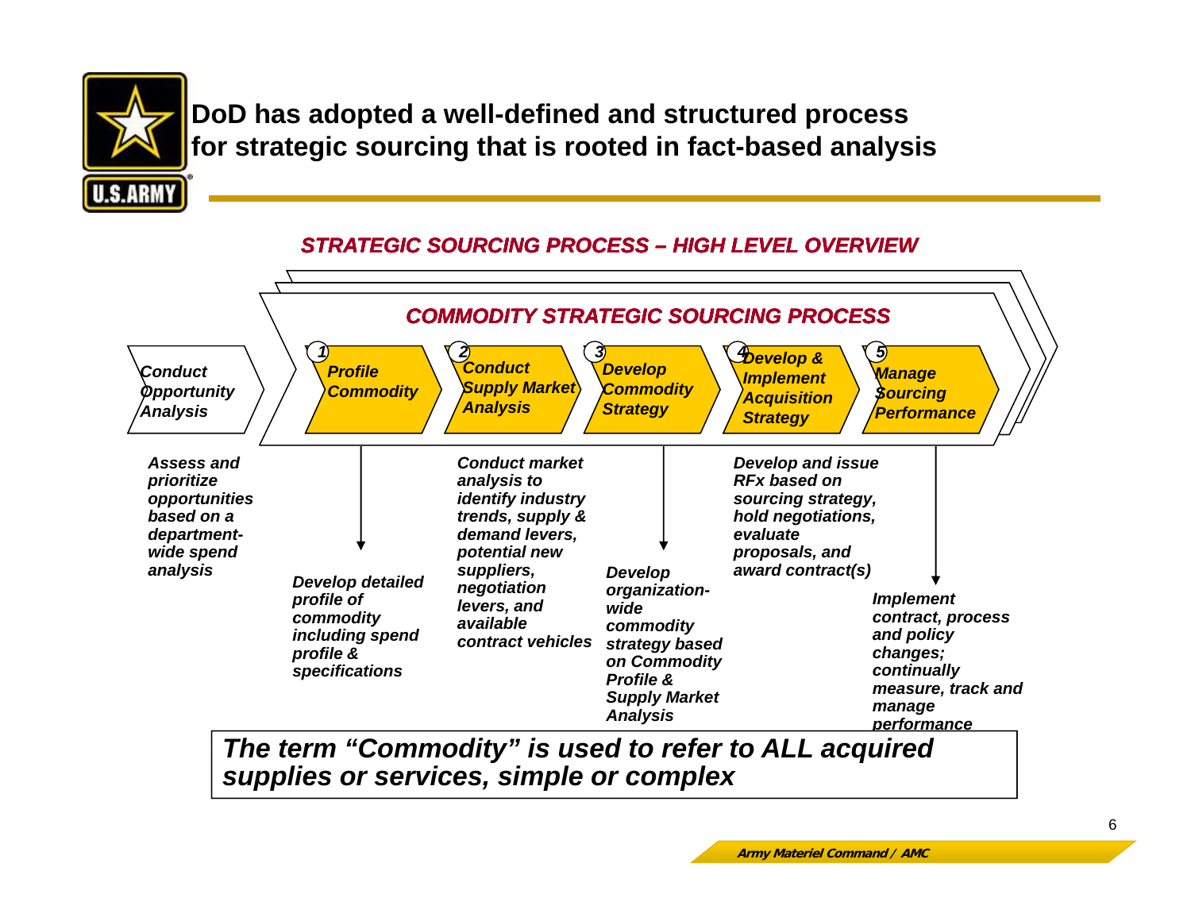# DoD has adopted a well-defined and structured process for strategic sourcing that is rooted in fact-based analysis

## *STRATEGIC SOURCING PROCESS – HIGH LEVEL OVERVIEW*

### *COMMODITY STRATEGIC SOURCING PROCESS*

- ***Conduct Opportunity Analysis*** — *Assess and prioritize opportunities based on a department-wide spend analysis*
- ***1. Profile Commodity*** — *Develop detailed profile of commodity including spend profile & specifications*
- ***2. Conduct Supply Market Analysis*** — *Conduct market analysis to identify industry trends, supply & demand levers, potential new suppliers, negotiation levers, and available contract vehicles*
- ***3. Develop Commodity Strategy*** — *Develop organization-wide commodity strategy based on Commodity Profile & Supply Market Analysis*
- ***4. Develop & Implement Acquisition Strategy*** — *Develop and issue RFx based on sourcing strategy, hold negotiations, evaluate proposals, and award contract(s)*
- ***5. Manage Sourcing Performance*** — *Implement contract, process and policy changes; continually measure, track and manage performance*

***The term "Commodity" is used to refer to ALL acquired supplies or services, simple or complex***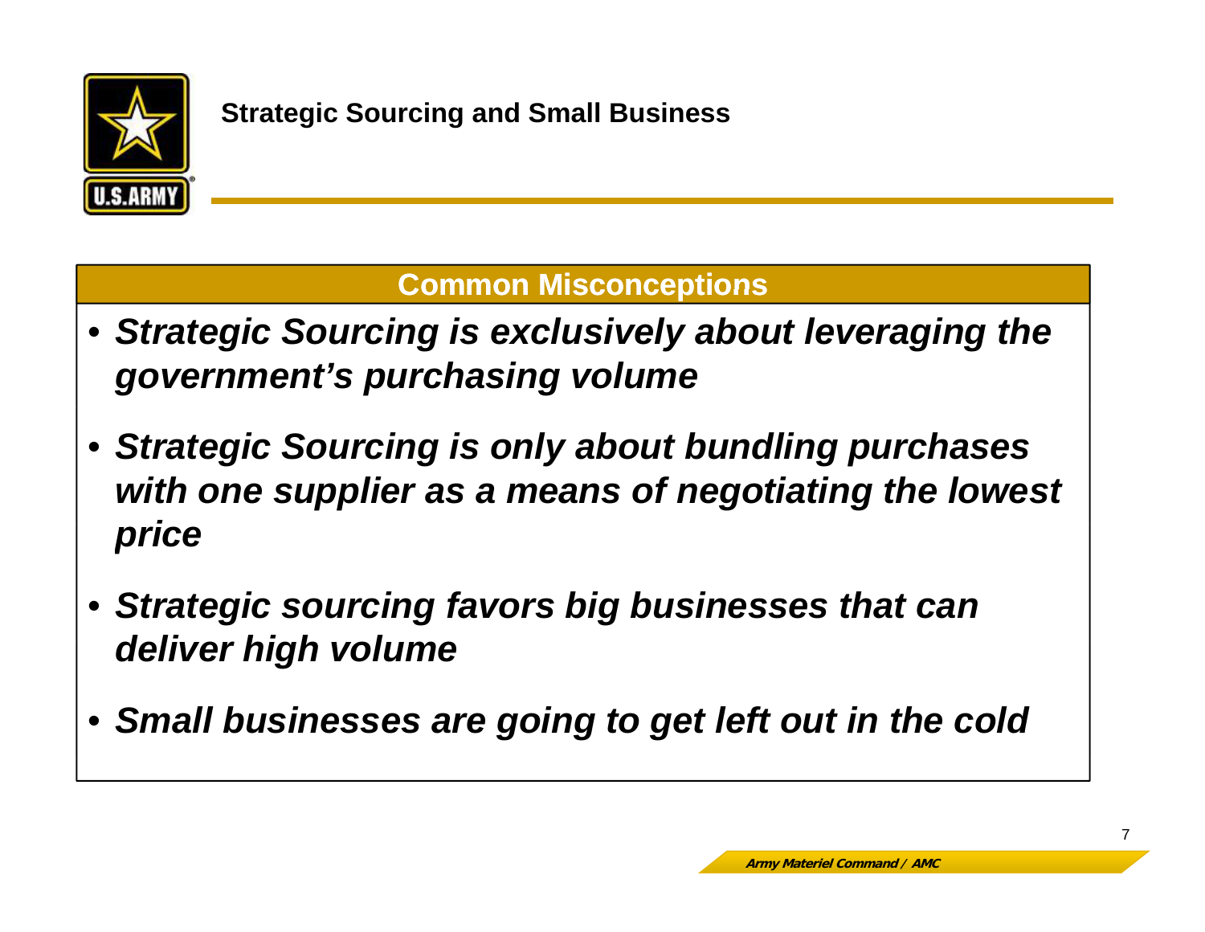# Strategic Sourcing and Small Business

## Common Misconceptions

- ***Strategic Sourcing is exclusively about leveraging the government's purchasing volume***
- ***Strategic Sourcing is only about bundling purchases with one supplier as a means of negotiating the lowest price***
- ***Strategic sourcing favors big businesses that can deliver high volume***
- ***Small businesses are going to get left out in the cold***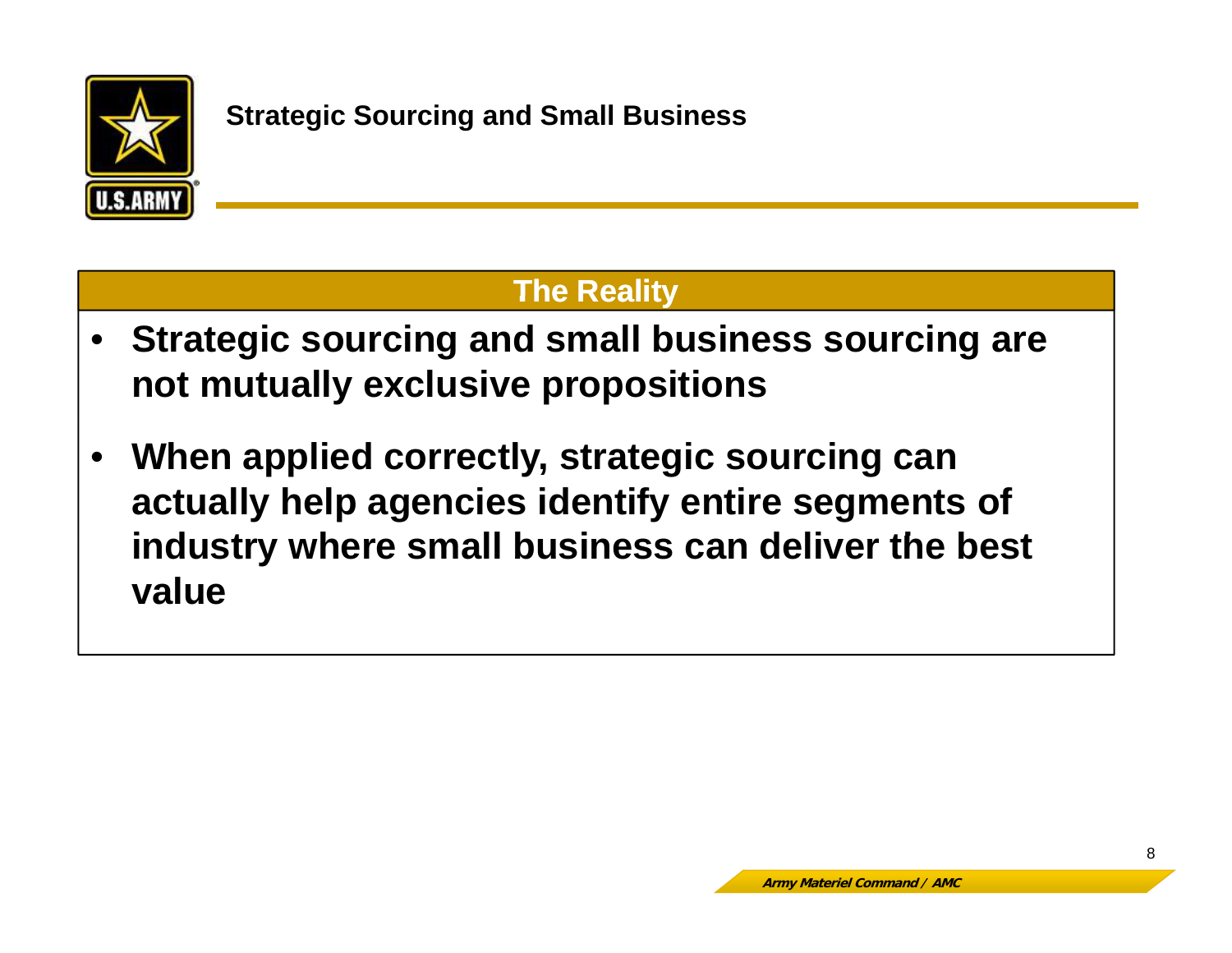## Strategic Sourcing and Small Business

### The Reality

- **Strategic sourcing and small business sourcing are not mutually exclusive propositions**
- **When applied correctly, strategic sourcing can actually help agencies identify entire segments of industry where small business can deliver the best value**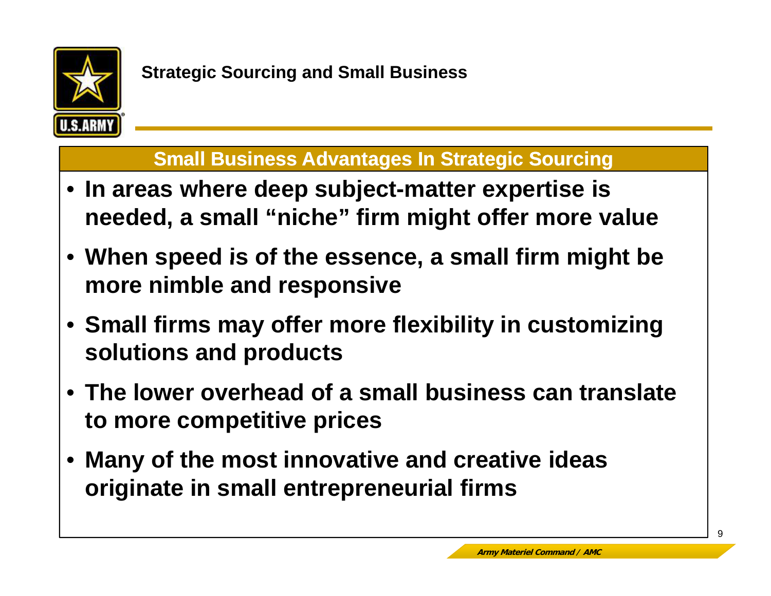## Strategic Sourcing and Small Business

### Small Business Advantages In Strategic Sourcing

- **In areas where deep subject-matter expertise is needed, a small "niche" firm might offer more value**
- **When speed is of the essence, a small firm might be more nimble and responsive**
- **Small firms may offer more flexibility in customizing solutions and products**
- **The lower overhead of a small business can translate to more competitive prices**
- **Many of the most innovative and creative ideas originate in small entrepreneurial firms**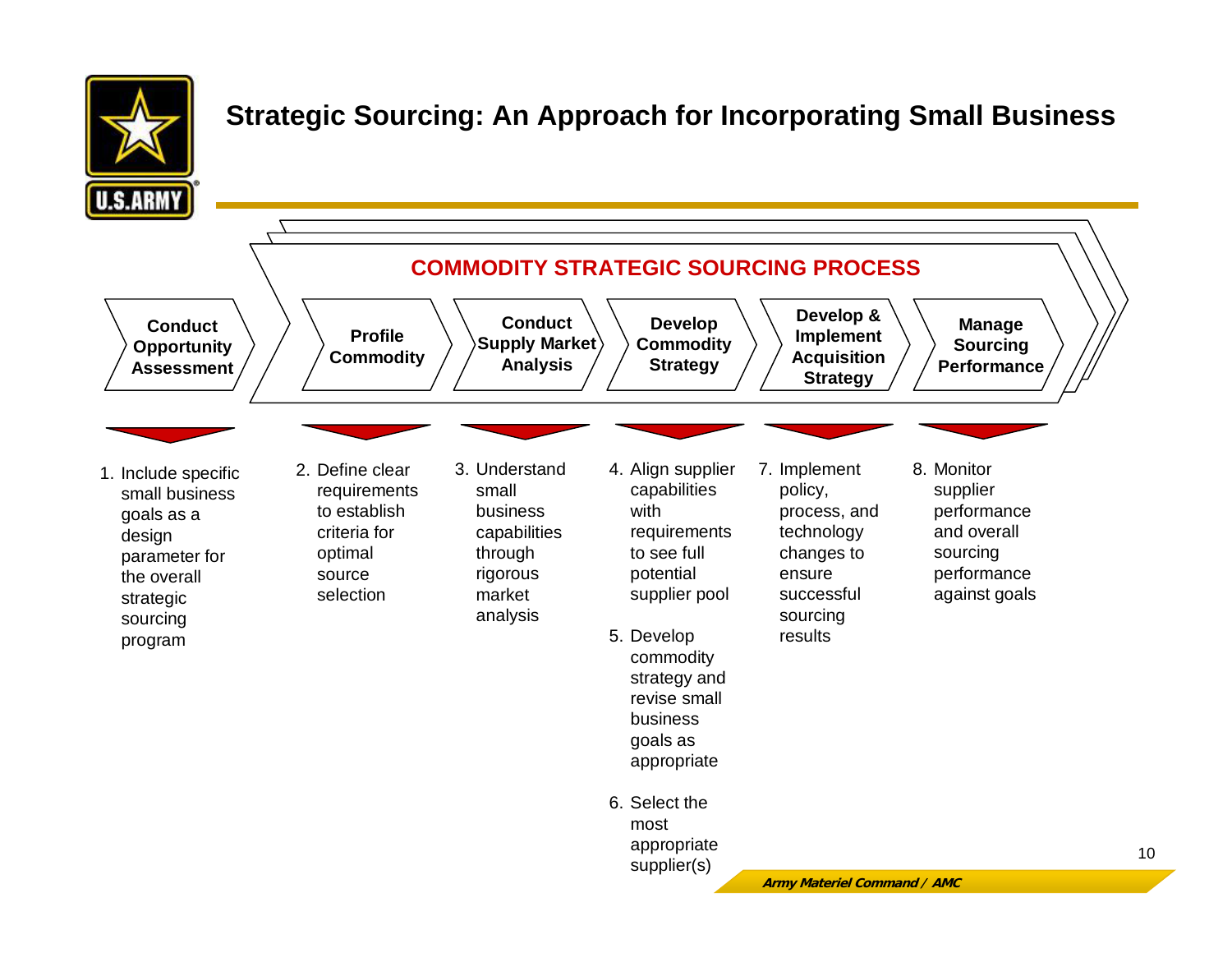# Strategic Sourcing: An Approach for Incorporating Small Business

**COMMODITY STRATEGIC SOURCING PROCESS**

**Conduct Opportunity Assessment**

1. Include specific small business goals as a design parameter for the overall strategic sourcing program

**Profile Commodity**

2. Define clear requirements to establish criteria for optimal source selection

**Conduct Supply Market Analysis**

3. Understand small business capabilities through rigorous market analysis

**Develop Commodity Strategy**

4. Align supplier capabilities with requirements to see full potential supplier pool
5. Develop commodity strategy and revise small business goals as appropriate
6. Select the most appropriate supplier(s)

**Develop & Implement Acquisition Strategy**

7. Implement policy, process, and technology changes to ensure successful sourcing results

**Manage Sourcing Performance**

8. Monitor supplier performance and overall sourcing performance against goals